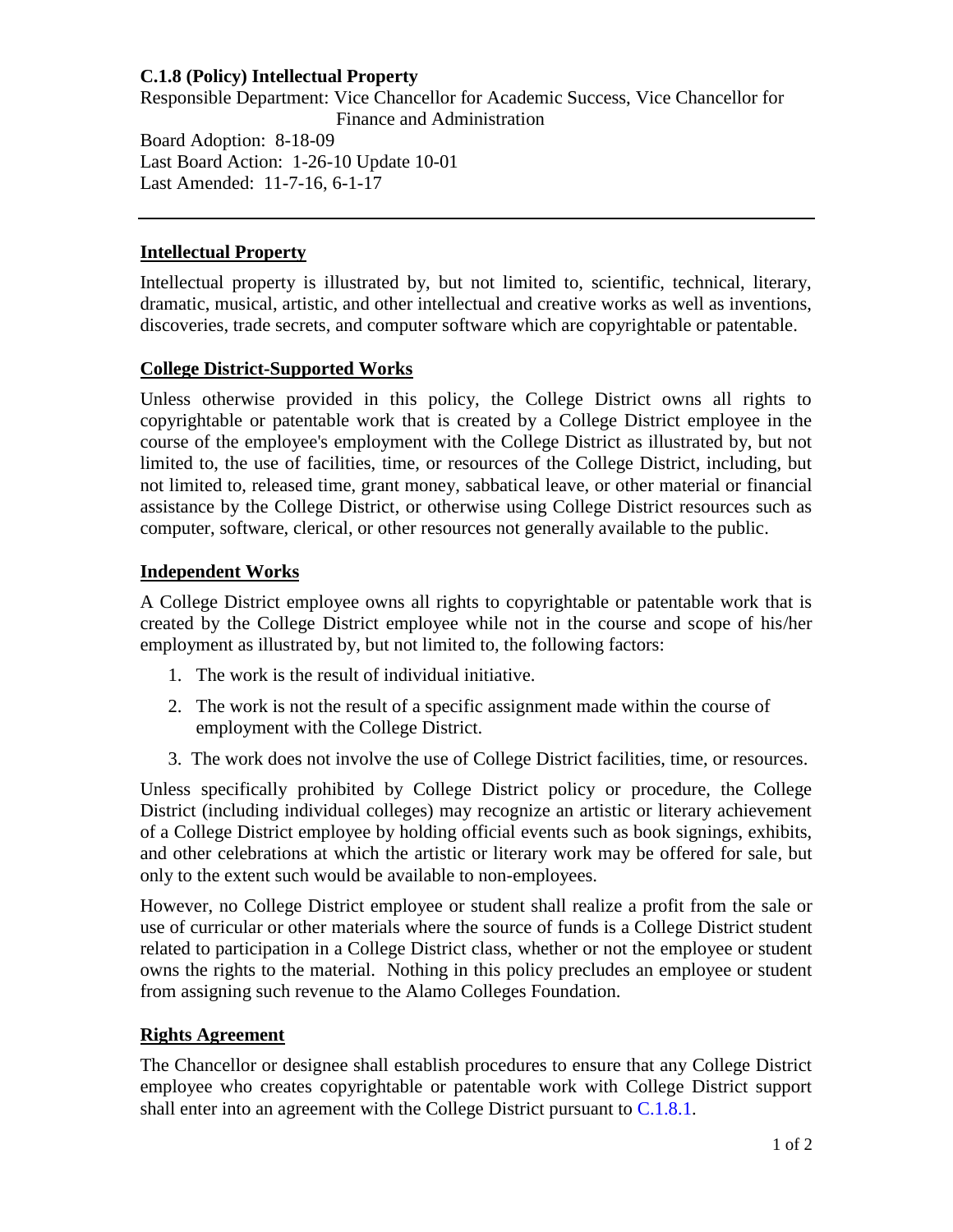**C.1.8 (Policy) Intellectual Property**

Responsible Department: Vice Chancellor for Academic Success, Vice Chancellor for Finance and Administration

Board Adoption: 8-18-09

Last Board Action: 1-26-10 Update 10-01

Last Amended: 11-7-16, 6-1-17

---

## Intellectual Property

Intellectual property is illustrated by, but not limited to, scientific, technical, literary, dramatic, musical, artistic, and other intellectual and creative works as well as inventions, discoveries, trade secrets, and computer software which are copyrightable or patentable.

## College District-Supported Works

Unless otherwise provided in this policy, the College District owns all rights to copyrightable or patentable work that is created by a College District employee in the course of the employee's employment with the College District as illustrated by, but not limited to, the use of facilities, time, or resources of the College District, including, but not limited to, released time, grant money, sabbatical leave, or other material or financial assistance by the College District, or otherwise using College District resources such as computer, software, clerical, or other resources not generally available to the public.

## Independent Works

A College District employee owns all rights to copyrightable or patentable work that is created by the College District employee while not in the course and scope of his/her employment as illustrated by, but not limited to, the following factors:

1. The work is the result of individual initiative.
2. The work is not the result of a specific assignment made within the course of employment with the College District.
3. The work does not involve the use of College District facilities, time, or resources.

Unless specifically prohibited by College District policy or procedure, the College District (including individual colleges) may recognize an artistic or literary achievement of a College District employee by holding official events such as book signings, exhibits, and other celebrations at which the artistic or literary work may be offered for sale, but only to the extent such would be available to non-employees.

However, no College District employee or student shall realize a profit from the sale or use of curricular or other materials where the source of funds is a College District student related to participation in a College District class, whether or not the employee or student owns the rights to the material. Nothing in this policy precludes an employee or student from assigning such revenue to the Alamo Colleges Foundation.

## Rights Agreement

The Chancellor or designee shall establish procedures to ensure that any College District employee who creates copyrightable or patentable work with College District support shall enter into an agreement with the College District pursuant to C.1.8.1.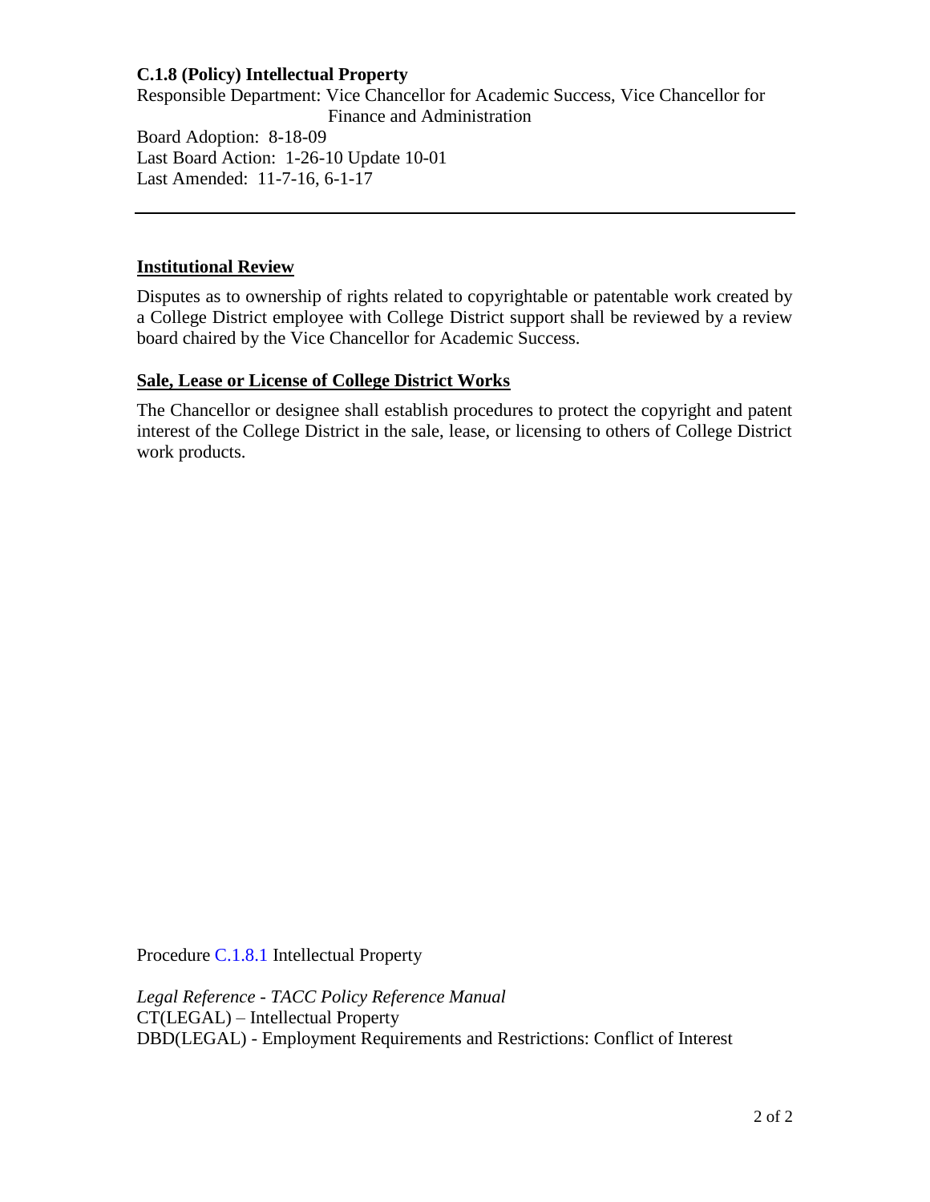**C.1.8 (Policy) Intellectual Property**

Responsible Department: Vice Chancellor for Academic Success, Vice Chancellor for Finance and Administration

Board Adoption: 8-18-09

Last Board Action: 1-26-10 Update 10-01

Last Amended: 11-7-16, 6-1-17

---

## Institutional Review

Disputes as to ownership of rights related to copyrightable or patentable work created by a College District employee with College District support shall be reviewed by a review board chaired by the Vice Chancellor for Academic Success.

## Sale, Lease or License of College District Works

The Chancellor or designee shall establish procedures to protect the copyright and patent interest of the College District in the sale, lease, or licensing to others of College District work products.

Procedure C.1.8.1 Intellectual Property

*Legal Reference - TACC Policy Reference Manual*

CT(LEGAL) – Intellectual Property

DBD(LEGAL) - Employment Requirements and Restrictions: Conflict of Interest